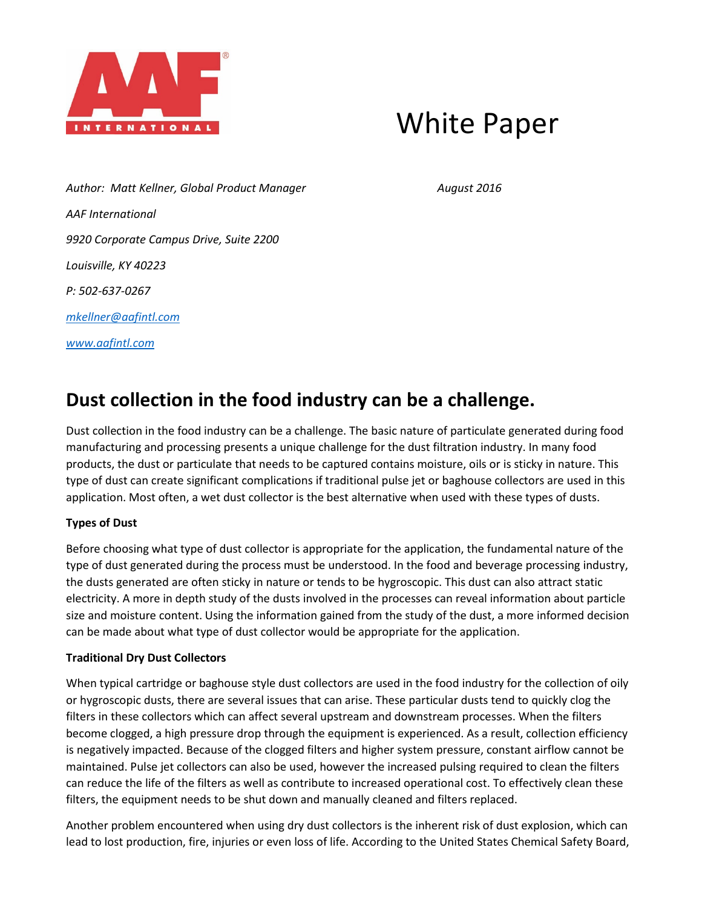# White Paper

*Author: Matt Kellner, Global Product Manager* *August 2016*

*AAF International*

*9920 Corporate Campus Drive, Suite 2200*

*Louisville, KY 40223*

*P: 502-637-0267*

*mkellner@aafintl.com*

*www.aafintl.com*

## Dust collection in the food industry can be a challenge.

Dust collection in the food industry can be a challenge. The basic nature of particulate generated during food manufacturing and processing presents a unique challenge for the dust filtration industry. In many food products, the dust or particulate that needs to be captured contains moisture, oils or is sticky in nature. This type of dust can create significant complications if traditional pulse jet or baghouse collectors are used in this application. Most often, a wet dust collector is the best alternative when used with these types of dusts.

**Types of Dust**

Before choosing what type of dust collector is appropriate for the application, the fundamental nature of the type of dust generated during the process must be understood. In the food and beverage processing industry, the dusts generated are often sticky in nature or tends to be hygroscopic. This dust can also attract static electricity. A more in depth study of the dusts involved in the processes can reveal information about particle size and moisture content. Using the information gained from the study of the dust, a more informed decision can be made about what type of dust collector would be appropriate for the application.

**Traditional Dry Dust Collectors**

When typical cartridge or baghouse style dust collectors are used in the food industry for the collection of oily or hygroscopic dusts, there are several issues that can arise. These particular dusts tend to quickly clog the filters in these collectors which can affect several upstream and downstream processes. When the filters become clogged, a high pressure drop through the equipment is experienced. As a result, collection efficiency is negatively impacted. Because of the clogged filters and higher system pressure, constant airflow cannot be maintained. Pulse jet collectors can also be used, however the increased pulsing required to clean the filters can reduce the life of the filters as well as contribute to increased operational cost. To effectively clean these filters, the equipment needs to be shut down and manually cleaned and filters replaced.

Another problem encountered when using dry dust collectors is the inherent risk of dust explosion, which can lead to lost production, fire, injuries or even loss of life. According to the United States Chemical Safety Board,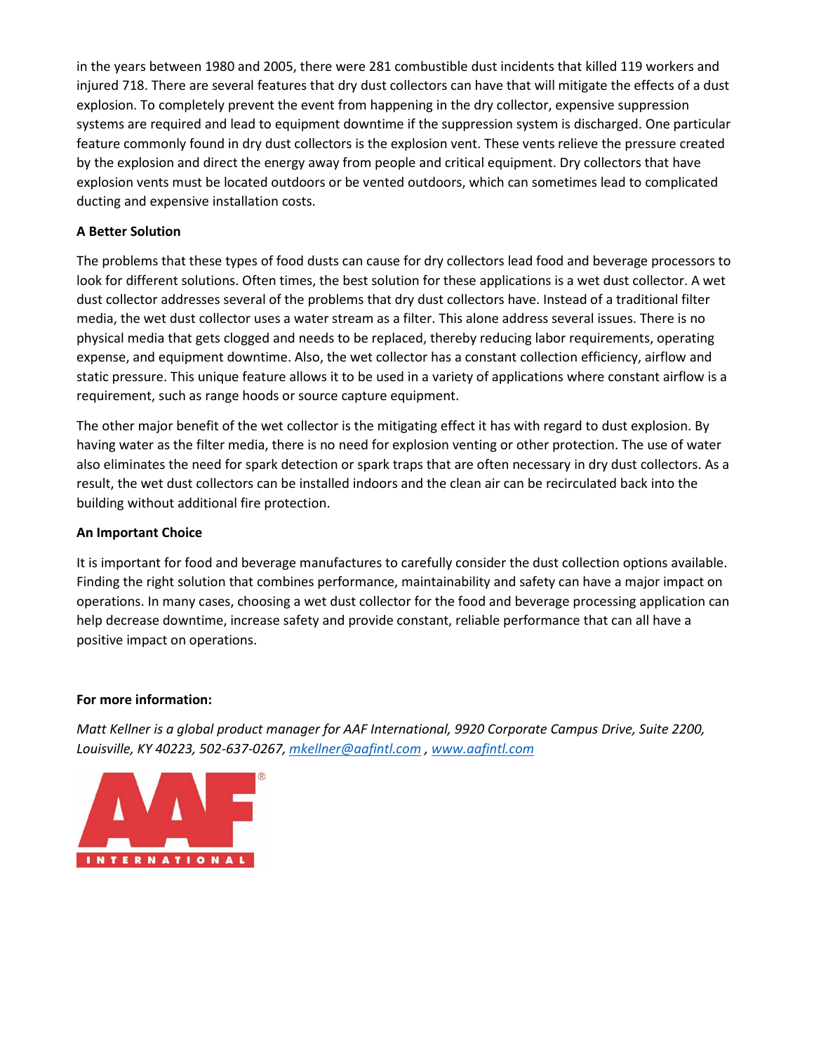in the years between 1980 and 2005, there were 281 combustible dust incidents that killed 119 workers and injured 718. There are several features that dry dust collectors can have that will mitigate the effects of a dust explosion. To completely prevent the event from happening in the dry collector, expensive suppression systems are required and lead to equipment downtime if the suppression system is discharged. One particular feature commonly found in dry dust collectors is the explosion vent. These vents relieve the pressure created by the explosion and direct the energy away from people and critical equipment. Dry collectors that have explosion vents must be located outdoors or be vented outdoors, which can sometimes lead to complicated ducting and expensive installation costs.

**A Better Solution**

The problems that these types of food dusts can cause for dry collectors lead food and beverage processors to look for different solutions. Often times, the best solution for these applications is a wet dust collector. A wet dust collector addresses several of the problems that dry dust collectors have. Instead of a traditional filter media, the wet dust collector uses a water stream as a filter. This alone address several issues. There is no physical media that gets clogged and needs to be replaced, thereby reducing labor requirements, operating expense, and equipment downtime. Also, the wet collector has a constant collection efficiency, airflow and static pressure. This unique feature allows it to be used in a variety of applications where constant airflow is a requirement, such as range hoods or source capture equipment.

The other major benefit of the wet collector is the mitigating effect it has with regard to dust explosion. By having water as the filter media, there is no need for explosion venting or other protection. The use of water also eliminates the need for spark detection or spark traps that are often necessary in dry dust collectors. As a result, the wet dust collectors can be installed indoors and the clean air can be recirculated back into the building without additional fire protection.

**An Important Choice**

It is important for food and beverage manufactures to carefully consider the dust collection options available. Finding the right solution that combines performance, maintainability and safety can have a major impact on operations. In many cases, choosing a wet dust collector for the food and beverage processing application can help decrease downtime, increase safety and provide constant, reliable performance that can all have a positive impact on operations.

**For more information:**

*Matt Kellner is a global product manager for AAF International, 9920 Corporate Campus Drive, Suite 2200, Louisville, KY 40223, 502-637-0267, [mkellner@aafintl.com](mailto:mkellner@aafintl.com) , [www.aafintl.com](http://www.aafintl.com)*

AAF® INTERNATIONAL